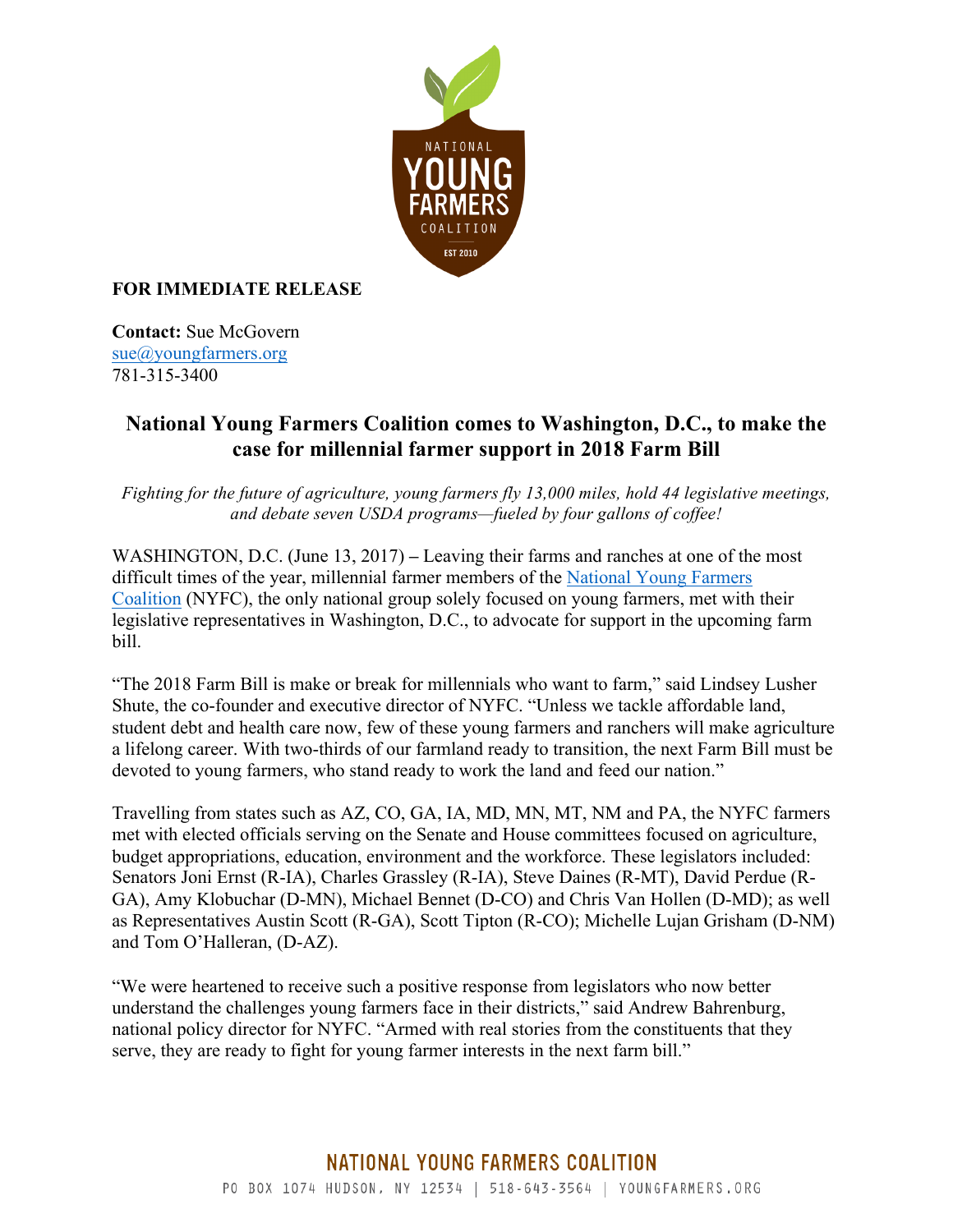**FOR IMMEDIATE RELEASE**

**Contact:** Sue McGovern
sue@youngfarmers.org
781-315-3400

# National Young Farmers Coalition comes to Washington, D.C., to make the case for millennial farmer support in 2018 Farm Bill

*Fighting for the future of agriculture, young farmers fly 13,000 miles, hold 44 legislative meetings, and debate seven USDA programs—fueled by four gallons of coffee!*

WASHINGTON, D.C. (June 13, 2017) **–** Leaving their farms and ranches at one of the most difficult times of the year, millennial farmer members of the National Young Farmers Coalition (NYFC), the only national group solely focused on young farmers, met with their legislative representatives in Washington, D.C., to advocate for support in the upcoming farm bill.

"The 2018 Farm Bill is make or break for millennials who want to farm," said Lindsey Lusher Shute, the co-founder and executive director of NYFC. "Unless we tackle affordable land, student debt and health care now, few of these young farmers and ranchers will make agriculture a lifelong career. With two-thirds of our farmland ready to transition, the next Farm Bill must be devoted to young farmers, who stand ready to work the land and feed our nation."

Travelling from states such as AZ, CO, GA, IA, MD, MN, MT, NM and PA, the NYFC farmers met with elected officials serving on the Senate and House committees focused on agriculture, budget appropriations, education, environment and the workforce. These legislators included: Senators Joni Ernst (R-IA), Charles Grassley (R-IA), Steve Daines (R-MT), David Perdue (R-GA), Amy Klobuchar (D-MN), Michael Bennet (D-CO) and Chris Van Hollen (D-MD); as well as Representatives Austin Scott (R-GA), Scott Tipton (R-CO); Michelle Lujan Grisham (D-NM) and Tom O'Halleran, (D-AZ).

"We were heartened to receive such a positive response from legislators who now better understand the challenges young farmers face in their districts," said Andrew Bahrenburg, national policy director for NYFC. "Armed with real stories from the constituents that they serve, they are ready to fight for young farmer interests in the next farm bill."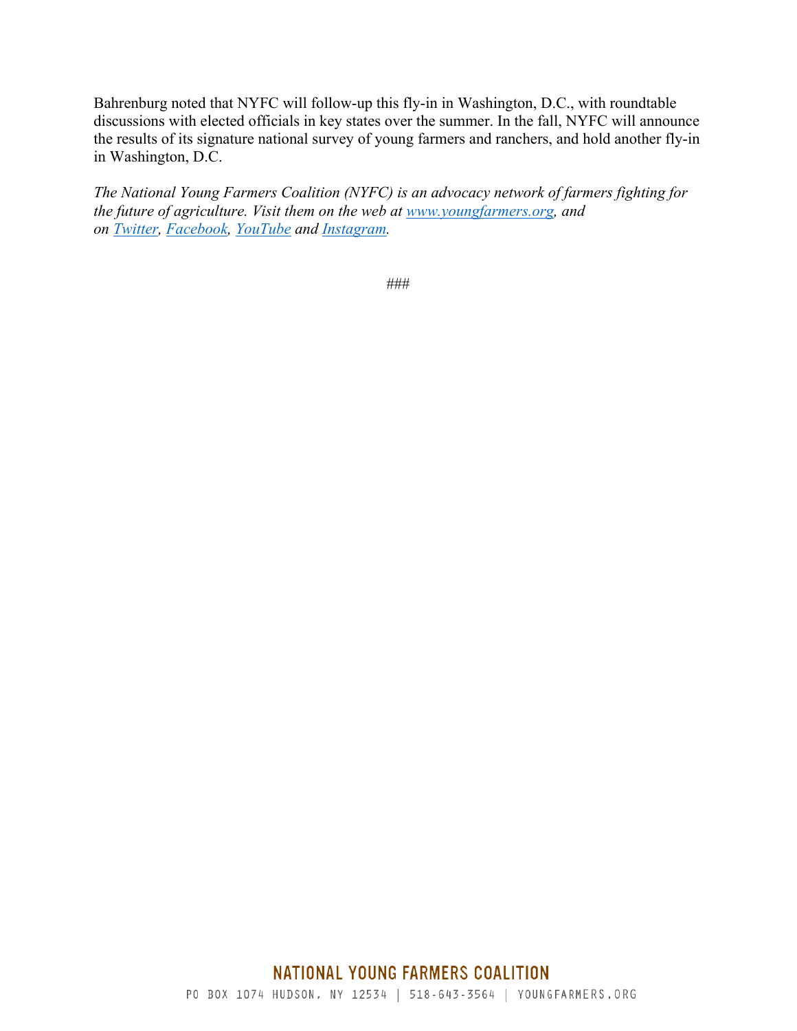Bahrenburg noted that NYFC will follow-up this fly-in in Washington, D.C., with roundtable discussions with elected officials in key states over the summer. In the fall, NYFC will announce the results of its signature national survey of young farmers and ranchers, and hold another fly-in in Washington, D.C.

*The National Young Farmers Coalition (NYFC) is an advocacy network of farmers fighting for the future of agriculture. Visit them on the web at [www.youngfarmers.org](www.youngfarmers.org), and on [Twitter](), [Facebook](), [YouTube]() and [Instagram]().*

###

NATIONAL YOUNG FARMERS COALITION

PO BOX 1074 HUDSON, NY 12534 | 518-643-3564 | YOUNGFARMERS.ORG